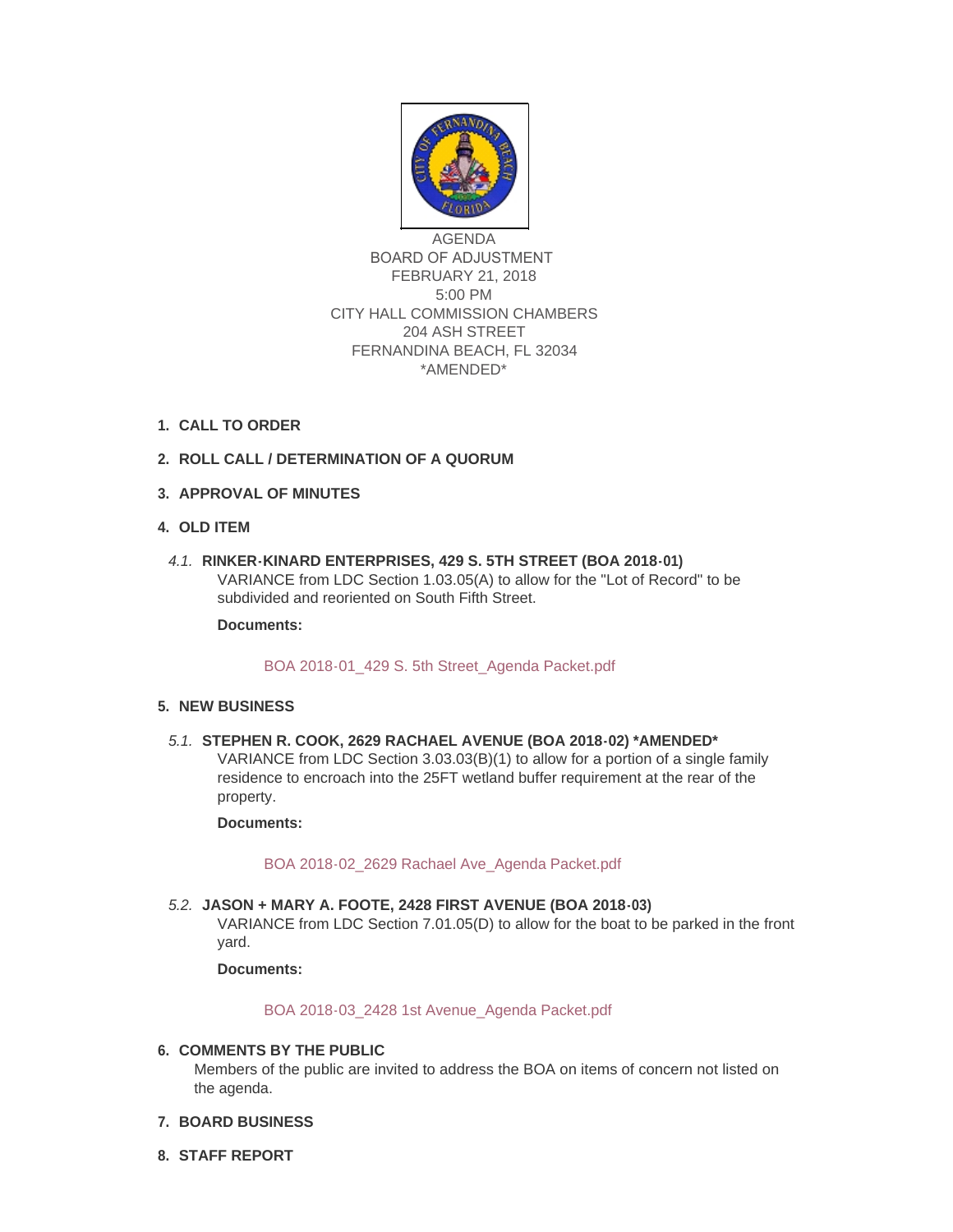AGENDA
BOARD OF ADJUSTMENT
FEBRUARY 21, 2018
5:00 PM
CITY HALL COMMISSION CHAMBERS
204 ASH STREET
FERNANDINA BEACH, FL 32034
*AMENDED*

1. **CALL TO ORDER**

2. **ROLL CALL / DETERMINATION OF A QUORUM**

3. **APPROVAL OF MINUTES**

4. **OLD ITEM**

   *4.1.* **RINKER-KINARD ENTERPRISES, 429 S. 5TH STREET (BOA 2018-01)**
   VARIANCE from LDC Section 1.03.05(A) to allow for the "Lot of Record" to be subdivided and reoriented on South Fifth Street.

   **Documents:**

   BOA 2018-01_429 S. 5th Street_Agenda Packet.pdf

5. **NEW BUSINESS**

   *5.1.* **STEPHEN R. COOK, 2629 RACHAEL AVENUE (BOA 2018-02) *AMENDED***
   VARIANCE from LDC Section 3.03.03(B)(1) to allow for a portion of a single family residence to encroach into the 25FT wetland buffer requirement at the rear of the property.

   **Documents:**

   BOA 2018-02_2629 Rachael Ave_Agenda Packet.pdf

   *5.2.* **JASON + MARY A. FOOTE, 2428 FIRST AVENUE (BOA 2018-03)**
   VARIANCE from LDC Section 7.01.05(D) to allow for the boat to be parked in the front yard.

   **Documents:**

   BOA 2018-03_2428 1st Avenue_Agenda Packet.pdf

6. **COMMENTS BY THE PUBLIC**
   Members of the public are invited to address the BOA on items of concern not listed on the agenda.

7. **BOARD BUSINESS**

8. **STAFF REPORT**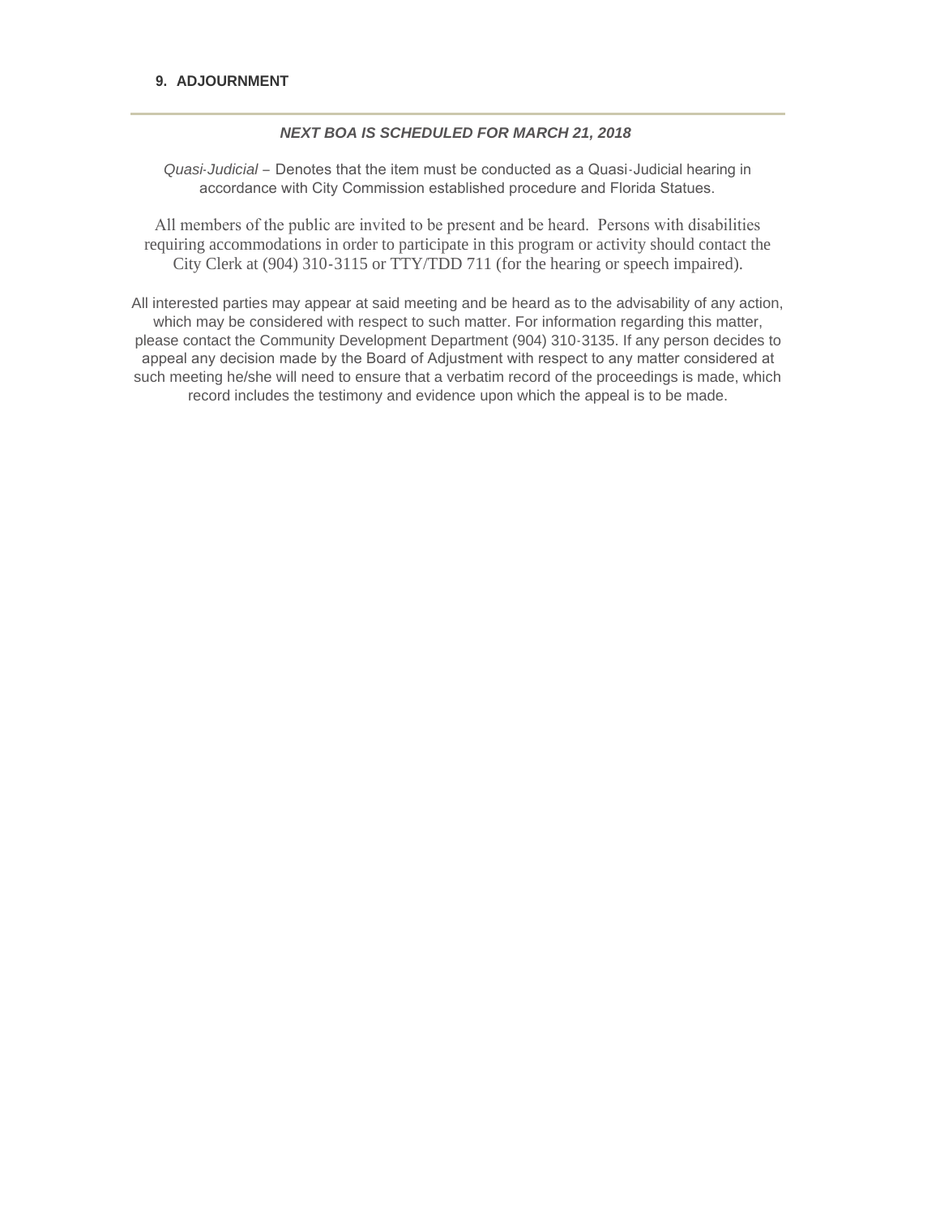**9. ADJOURNMENT**

---

***NEXT BOA IS SCHEDULED FOR MARCH 21, 2018***

*Quasi-Judicial* – Denotes that the item must be conducted as a Quasi-Judicial hearing in accordance with City Commission established procedure and Florida Statues.

All members of the public are invited to be present and be heard. Persons with disabilities requiring accommodations in order to participate in this program or activity should contact the City Clerk at (904) 310-3115 or TTY/TDD 711 (for the hearing or speech impaired).

All interested parties may appear at said meeting and be heard as to the advisability of any action, which may be considered with respect to such matter. For information regarding this matter, please contact the Community Development Department (904) 310-3135. If any person decides to appeal any decision made by the Board of Adjustment with respect to any matter considered at such meeting he/she will need to ensure that a verbatim record of the proceedings is made, which record includes the testimony and evidence upon which the appeal is to be made.